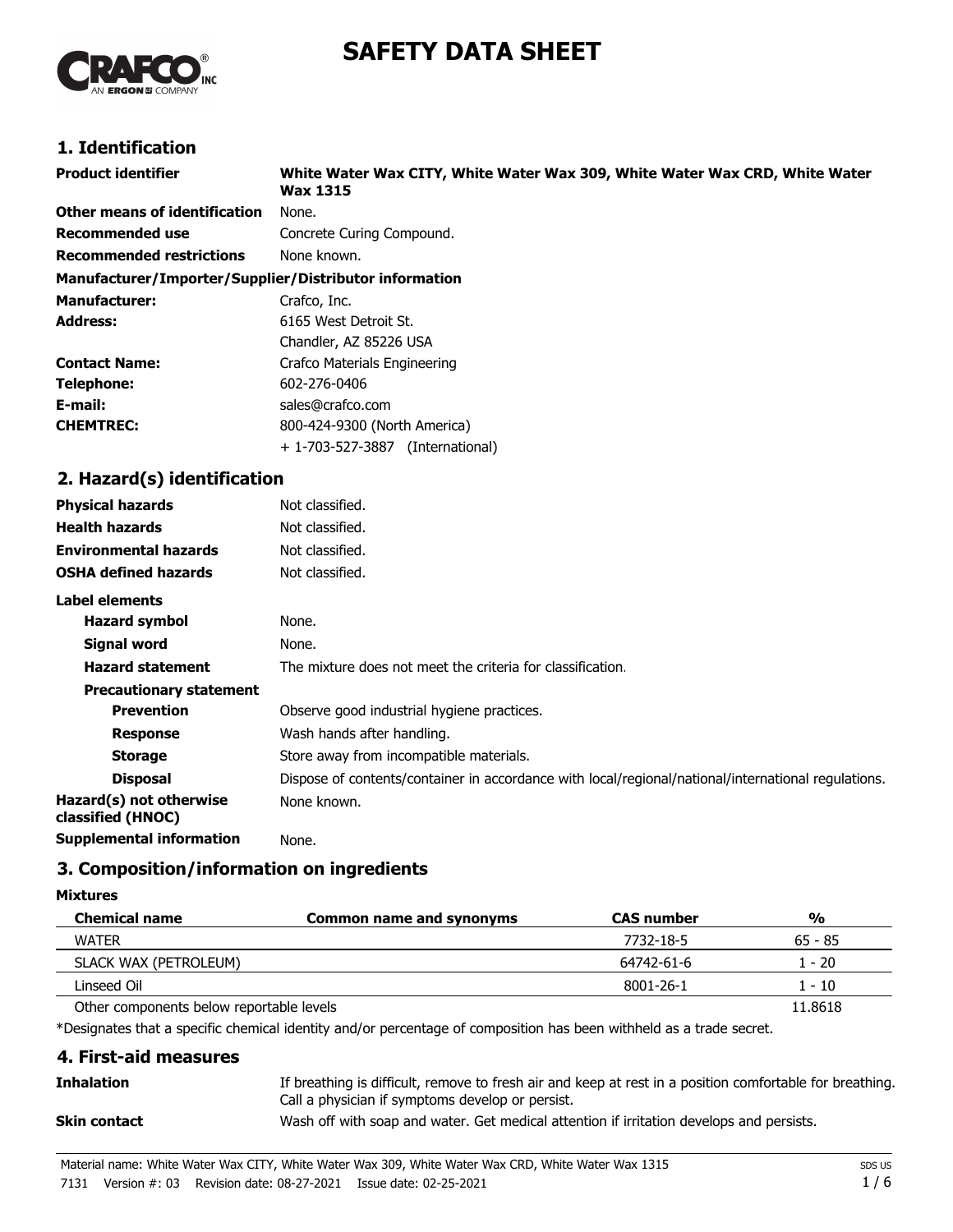# SAFETY DATA SHEET

## 1. Identification

| | |
|---|---|
| **Product identifier** | **White Water Wax CITY, White Water Wax 309, White Water Wax CRD, White Water Wax 1315** |
| **Other means of identification** | None. |
| **Recommended use** | Concrete Curing Compound. |
| **Recommended restrictions** | None known. |

**Manufacturer/Importer/Supplier/Distributor information**

| | |
|---|---|
| **Manufacturer:** | Crafco, Inc. |
| **Address:** | 6165 West Detroit St.<br>Chandler, AZ 85226 USA |
| **Contact Name:** | Crafco Materials Engineering |
| **Telephone:** | 602-276-0406 |
| **E-mail:** | sales@crafco.com |
| **CHEMTREC:** | 800-424-9300 (North America)<br>+ 1-703-527-3887 (International) |

## 2. Hazard(s) identification

| | |
|---|---|
| **Physical hazards** | Not classified. |
| **Health hazards** | Not classified. |
| **Environmental hazards** | Not classified. |
| **OSHA defined hazards** | Not classified. |

**Label elements**

| | |
|---|---|
| **Hazard symbol** | None. |
| **Signal word** | None. |
| **Hazard statement** | The mixture does not meet the criteria for classification. |

**Precautionary statement**

| | |
|---|---|
| **Prevention** | Observe good industrial hygiene practices. |
| **Response** | Wash hands after handling. |
| **Storage** | Store away from incompatible materials. |
| **Disposal** | Dispose of contents/container in accordance with local/regional/national/international regulations. |
| **Hazard(s) not otherwise classified (HNOC)** | None known. |
| **Supplemental information** | None. |

## 3. Composition/information on ingredients

**Mixtures**

| Chemical name | Common name and synonyms | CAS number | % |
|---|---|---|---|
| WATER | | 7732-18-5 | 65 - 85 |
| SLACK WAX (PETROLEUM) | | 64742-61-6 | 1 - 20 |
| Linseed Oil | | 8001-26-1 | 1 - 10 |
| Other components below reportable levels | | | 11.8618 |

*Designates that a specific chemical identity and/or percentage of composition has been withheld as a trade secret.

## 4. First-aid measures

| | |
|---|---|
| **Inhalation** | If breathing is difficult, remove to fresh air and keep at rest in a position comfortable for breathing. Call a physician if symptoms develop or persist. |
| **Skin contact** | Wash off with soap and water. Get medical attention if irritation develops and persists. |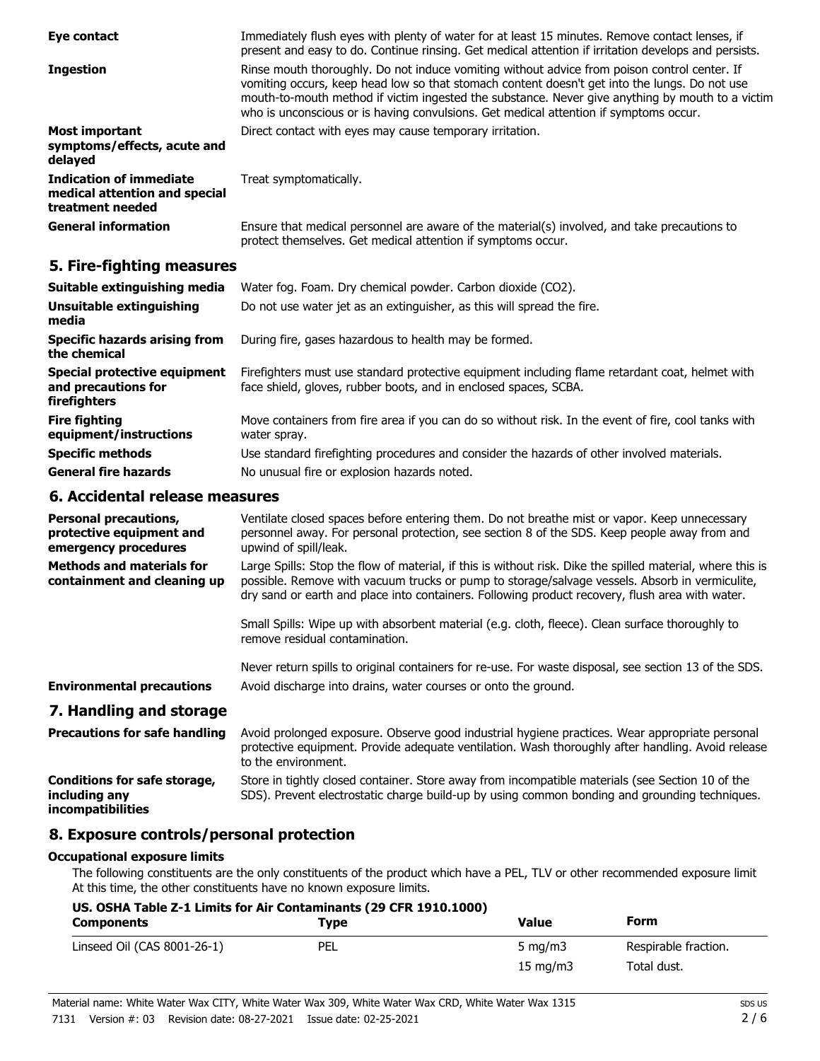**Eye contact** Immediately flush eyes with plenty of water for at least 15 minutes. Remove contact lenses, if present and easy to do. Continue rinsing. Get medical attention if irritation develops and persists.

**Ingestion** Rinse mouth thoroughly. Do not induce vomiting without advice from poison control center. If vomiting occurs, keep head low so that stomach content doesn't get into the lungs. Do not use mouth-to-mouth method if victim ingested the substance. Never give anything by mouth to a victim who is unconscious or is having convulsions. Get medical attention if symptoms occur.

**Most important symptoms/effects, acute and delayed** Direct contact with eyes may cause temporary irritation.

**Indication of immediate medical attention and special treatment needed** Treat symptomatically.

**General information** Ensure that medical personnel are aware of the material(s) involved, and take precautions to protect themselves. Get medical attention if symptoms occur.

## 5. Fire-fighting measures

**Suitable extinguishing media** Water fog. Foam. Dry chemical powder. Carbon dioxide ($CO_2$).

**Unsuitable extinguishing media** Do not use water jet as an extinguisher, as this will spread the fire.

**Specific hazards arising from the chemical** During fire, gases hazardous to health may be formed.

**Special protective equipment and precautions for firefighters** Firefighters must use standard protective equipment including flame retardant coat, helmet with face shield, gloves, rubber boots, and in enclosed spaces, SCBA.

**Fire fighting equipment/instructions** Move containers from fire area if you can do so without risk. In the event of fire, cool tanks with water spray.

**Specific methods** Use standard firefighting procedures and consider the hazards of other involved materials.

**General fire hazards** No unusual fire or explosion hazards noted.

## 6. Accidental release measures

**Personal precautions, protective equipment and emergency procedures** Ventilate closed spaces before entering them. Do not breathe mist or vapor. Keep unnecessary personnel away. For personal protection, see section 8 of the SDS. Keep people away from and upwind of spill/leak.

**Methods and materials for containment and cleaning up** Large Spills: Stop the flow of material, if this is without risk. Dike the spilled material, where this is possible. Remove with vacuum trucks or pump to storage/salvage vessels. Absorb in vermiculite, dry sand or earth and place into containers. Following product recovery, flush area with water.

Small Spills: Wipe up with absorbent material (e.g. cloth, fleece). Clean surface thoroughly to remove residual contamination.

Never return spills to original containers for re-use. For waste disposal, see section 13 of the SDS.

**Environmental precautions** Avoid discharge into drains, water courses or onto the ground.

## 7. Handling and storage

**Precautions for safe handling** Avoid prolonged exposure. Observe good industrial hygiene practices. Wear appropriate personal protective equipment. Provide adequate ventilation. Wash thoroughly after handling. Avoid release to the environment.

**Conditions for safe storage, including any incompatibilities** Store in tightly closed container. Store away from incompatible materials (see Section 10 of the SDS). Prevent electrostatic charge build-up by using common bonding and grounding techniques.

## 8. Exposure controls/personal protection

### Occupational exposure limits

The following constituents are the only constituents of the product which have a PEL, TLV or other recommended exposure limit At this time, the other constituents have no known exposure limits.

**US. OSHA Table Z-1 Limits for Air Contaminants (29 CFR 1910.1000)**

| Components | Type | Value | Form |
|---|---|---|---|
| Linseed Oil (CAS 8001-26-1) | PEL | 5 mg/m3 | Respirable fraction. |
| | | 15 mg/m3 | Total dust. |

Material name: White Water Wax CITY, White Water Wax 309, White Water Wax CRD, White Water Wax 1315
7131 Version #: 03 Revision date: 08-27-2021 Issue date: 02-25-2021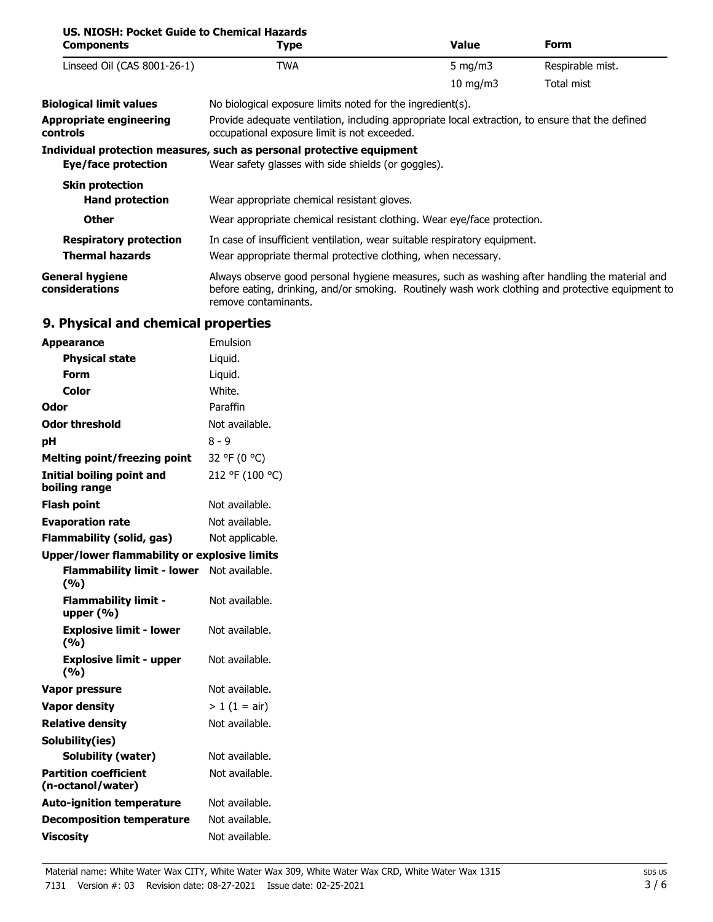**US. NIOSH: Pocket Guide to Chemical Hazards**

| Components | Type | Value | Form |
| --- | --- | --- | --- |
| Linseed Oil (CAS 8001-26-1) | TWA | 5 mg/m3 | Respirable mist. |
| | | 10 mg/m3 | Total mist |

**Biological limit values** No biological exposure limits noted for the ingredient(s).

**Appropriate engineering controls** Provide adequate ventilation, including appropriate local extraction, to ensure that the defined occupational exposure limit is not exceeded.

**Individual protection measures, such as personal protective equipment**

**Eye/face protection** Wear safety glasses with side shields (or goggles).

**Skin protection**

**Hand protection** Wear appropriate chemical resistant gloves.

**Other** Wear appropriate chemical resistant clothing. Wear eye/face protection.

**Respiratory protection** In case of insufficient ventilation, wear suitable respiratory equipment.

**Thermal hazards** Wear appropriate thermal protective clothing, when necessary.

**General hygiene considerations** Always observe good personal hygiene measures, such as washing after handling the material and before eating, drinking, and/or smoking. Routinely wash work clothing and protective equipment to remove contaminants.

## 9. Physical and chemical properties

| | |
| --- | --- |
| **Appearance** | Emulsion |
| **Physical state** | Liquid. |
| **Form** | Liquid. |
| **Color** | White. |
| **Odor** | Paraffin |
| **Odor threshold** | Not available. |
| **pH** | 8 - 9 |
| **Melting point/freezing point** | 32 °F (0 °C) |
| **Initial boiling point and boiling range** | 212 °F (100 °C) |
| **Flash point** | Not available. |
| **Evaporation rate** | Not available. |
| **Flammability (solid, gas)** | Not applicable. |
| **Upper/lower flammability or explosive limits** | |
| **Flammability limit - lower (%)** | Not available. |
| **Flammability limit - upper (%)** | Not available. |
| **Explosive limit - lower (%)** | Not available. |
| **Explosive limit - upper (%)** | Not available. |
| **Vapor pressure** | Not available. |
| **Vapor density** | > 1 (1 = air) |
| **Relative density** | Not available. |
| **Solubility(ies)** | |
| **Solubility (water)** | Not available. |
| **Partition coefficient (n-octanol/water)** | Not available. |
| **Auto-ignition temperature** | Not available. |
| **Decomposition temperature** | Not available. |
| **Viscosity** | Not available. |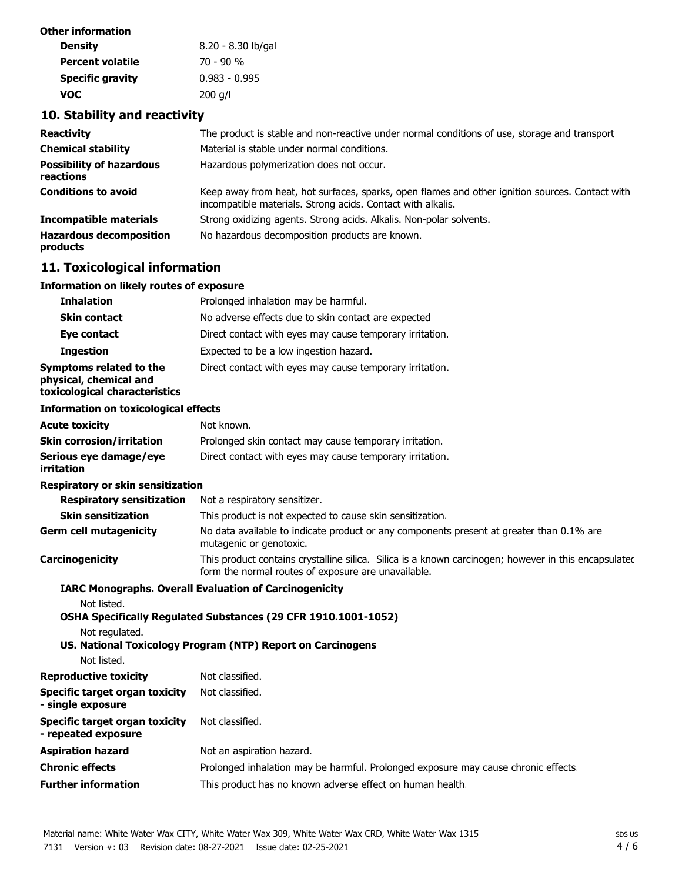**Other information**

| | |
|---|---|
| **Density** | 8.20 - 8.30 lb/gal |
| **Percent volatile** | 70 - 90 % |
| **Specific gravity** | 0.983 - 0.995 |
| **VOC** | 200 g/l |

## 10. Stability and reactivity

| | |
|---|---|
| **Reactivity** | The product is stable and non-reactive under normal conditions of use, storage and transport |
| **Chemical stability** | Material is stable under normal conditions. |
| **Possibility of hazardous reactions** | Hazardous polymerization does not occur. |
| **Conditions to avoid** | Keep away from heat, hot surfaces, sparks, open flames and other ignition sources. Contact with incompatible materials. Strong acids. Contact with alkalis. |
| **Incompatible materials** | Strong oxidizing agents. Strong acids. Alkalis. Non-polar solvents. |
| **Hazardous decomposition products** | No hazardous decomposition products are known. |

## 11. Toxicological information

**Information on likely routes of exposure**

| | |
|---|---|
| **Inhalation** | Prolonged inhalation may be harmful. |
| **Skin contact** | No adverse effects due to skin contact are expected. |
| **Eye contact** | Direct contact with eyes may cause temporary irritation. |
| **Ingestion** | Expected to be a low ingestion hazard. |
| **Symptoms related to the physical, chemical and toxicological characteristics** | Direct contact with eyes may cause temporary irritation. |

**Information on toxicological effects**

| | |
|---|---|
| **Acute toxicity** | Not known. |
| **Skin corrosion/irritation** | Prolonged skin contact may cause temporary irritation. |
| **Serious eye damage/eye irritation** | Direct contact with eyes may cause temporary irritation. |

**Respiratory or skin sensitization**

| | |
|---|---|
| **Respiratory sensitization** | Not a respiratory sensitizer. |
| **Skin sensitization** | This product is not expected to cause skin sensitization. |
| **Germ cell mutagenicity** | No data available to indicate product or any components present at greater than 0.1% are mutagenic or genotoxic. |
| **Carcinogenicity** | This product contains crystalline silica. Silica is a known carcinogen; however in this encapsulated form the normal routes of exposure are unavailable. |

**IARC Monographs. Overall Evaluation of Carcinogenicity**

Not listed.

**OSHA Specifically Regulated Substances (29 CFR 1910.1001-1052)**

Not regulated.

**US. National Toxicology Program (NTP) Report on Carcinogens**

Not listed.

| | |
|---|---|
| **Reproductive toxicity** | Not classified. |
| **Specific target organ toxicity - single exposure** | Not classified. |
| **Specific target organ toxicity - repeated exposure** | Not classified. |
| **Aspiration hazard** | Not an aspiration hazard. |
| **Chronic effects** | Prolonged inhalation may be harmful. Prolonged exposure may cause chronic effects. |
| **Further information** | This product has no known adverse effect on human health. |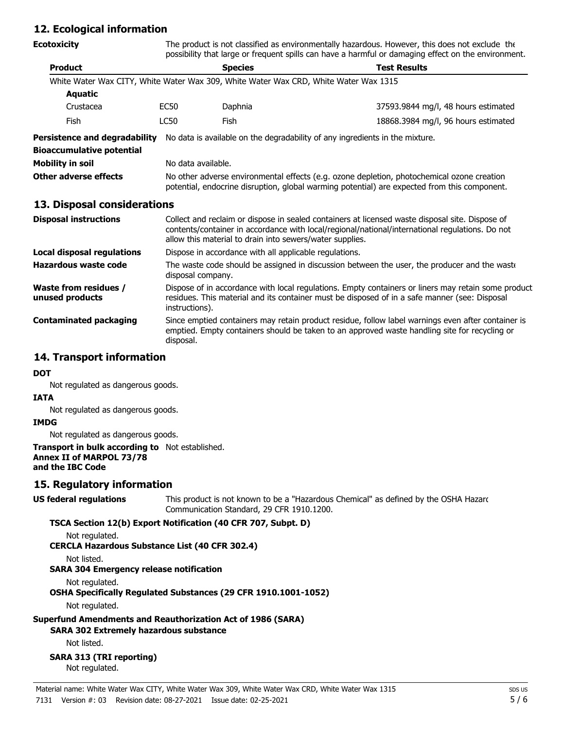## 12. Ecological information

**Ecotoxicity** The product is not classified as environmentally hazardous. However, this does not exclude the possibility that large or frequent spills can have a harmful or damaging effect on the environment.

| Product | | Species | Test Results |
|---|---|---|---|
| White Water Wax CITY, White Water Wax 309, White Water Wax CRD, White Water Wax 1315 | | | |
| **Aquatic** | | | |
| Crustacea | EC50 | Daphnia | 37593.9844 mg/l, 48 hours estimated |
| Fish | LC50 | Fish | 18868.3984 mg/l, 96 hours estimated |

**Persistence and degradability** No data is available on the degradability of any ingredients in the mixture.

**Bioaccumulative potential**

**Mobility in soil** No data available.

**Other adverse effects** No other adverse environmental effects (e.g. ozone depletion, photochemical ozone creation potential, endocrine disruption, global warming potential) are expected from this component.

## 13. Disposal considerations

**Disposal instructions** Collect and reclaim or dispose in sealed containers at licensed waste disposal site. Dispose of contents/container in accordance with local/regional/national/international regulations. Do not allow this material to drain into sewers/water supplies.

**Local disposal regulations** Dispose in accordance with all applicable regulations.

**Hazardous waste code** The waste code should be assigned in discussion between the user, the producer and the waste disposal company.

**Waste from residues / unused products** Dispose of in accordance with local regulations. Empty containers or liners may retain some product residues. This material and its container must be disposed of in a safe manner (see: Disposal instructions).

**Contaminated packaging** Since emptied containers may retain product residue, follow label warnings even after container is emptied. Empty containers should be taken to an approved waste handling site for recycling or disposal.

## 14. Transport information

**DOT**

Not regulated as dangerous goods.

**IATA**

Not regulated as dangerous goods.

**IMDG**

Not regulated as dangerous goods.

**Transport in bulk according to Annex II of MARPOL 73/78 and the IBC Code** Not established.

## 15. Regulatory information

**US federal regulations** This product is not known to be a "Hazardous Chemical" as defined by the OSHA Hazard Communication Standard, 29 CFR 1910.1200.

**TSCA Section 12(b) Export Notification (40 CFR 707, Subpt. D)**

Not regulated.

**CERCLA Hazardous Substance List (40 CFR 302.4)**

Not listed.

**SARA 304 Emergency release notification**

Not regulated.

**OSHA Specifically Regulated Substances (29 CFR 1910.1001-1052)**

Not regulated.

**Superfund Amendments and Reauthorization Act of 1986 (SARA)**

**SARA 302 Extremely hazardous substance**

Not listed.

**SARA 313 (TRI reporting)**

Not regulated.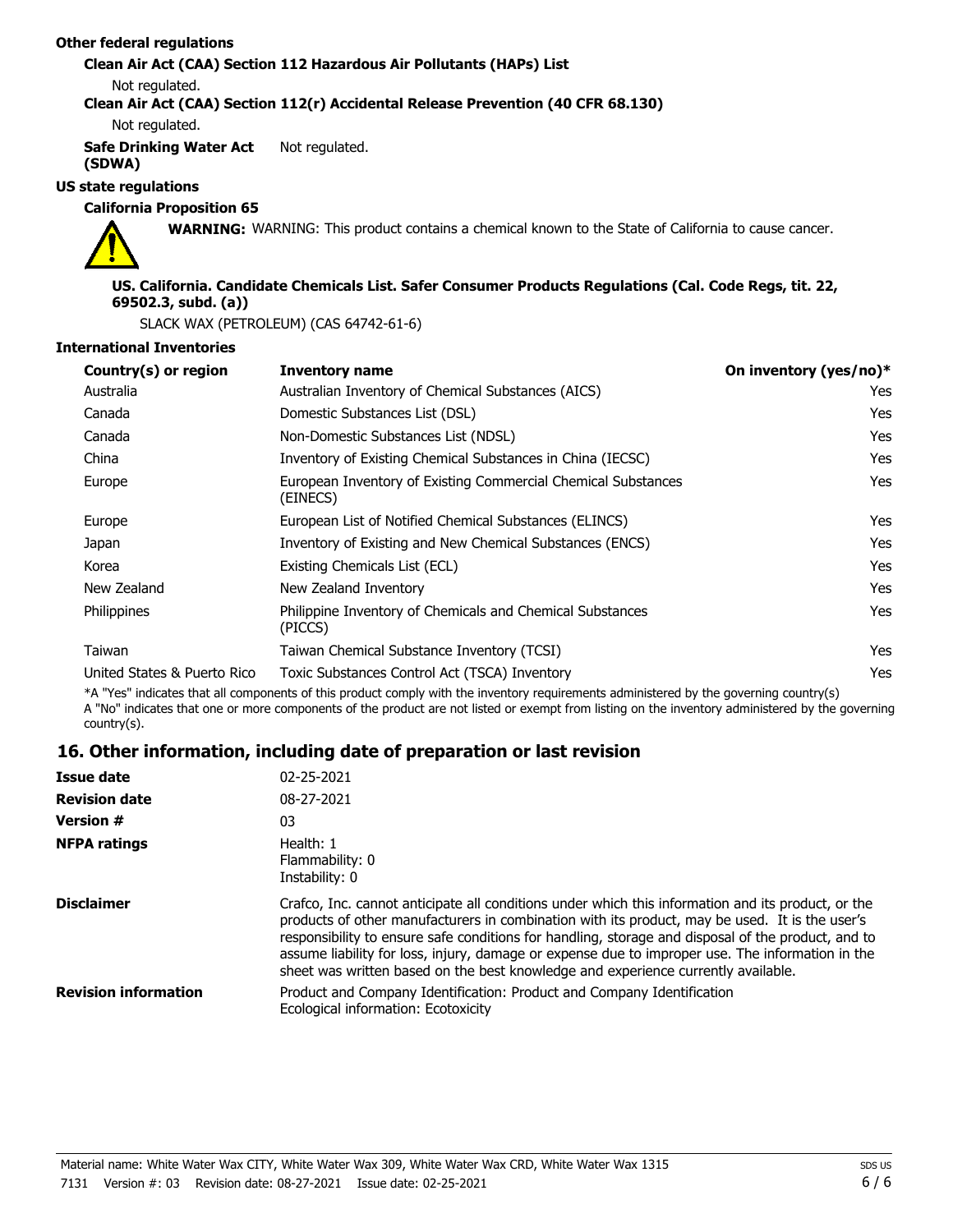**Other federal regulations**

**Clean Air Act (CAA) Section 112 Hazardous Air Pollutants (HAPs) List**

Not regulated.

**Clean Air Act (CAA) Section 112(r) Accidental Release Prevention (40 CFR 68.130)**

Not regulated.

**Safe Drinking Water Act (SDWA)** Not regulated.

**US state regulations**

**California Proposition 65**

**WARNING:** WARNING: This product contains a chemical known to the State of California to cause cancer.

**US. California. Candidate Chemicals List. Safer Consumer Products Regulations (Cal. Code Regs, tit. 22, 69502.3, subd. (a))**

SLACK WAX (PETROLEUM) (CAS 64742-61-6)

**International Inventories**

| Country(s) or region | Inventory name | On inventory (yes/no)* |
|---|---|---|
| Australia | Australian Inventory of Chemical Substances (AICS) | Yes |
| Canada | Domestic Substances List (DSL) | Yes |
| Canada | Non-Domestic Substances List (NDSL) | Yes |
| China | Inventory of Existing Chemical Substances in China (IECSC) | Yes |
| Europe | European Inventory of Existing Commercial Chemical Substances (EINECS) | Yes |
| Europe | European List of Notified Chemical Substances (ELINCS) | Yes |
| Japan | Inventory of Existing and New Chemical Substances (ENCS) | Yes |
| Korea | Existing Chemicals List (ECL) | Yes |
| New Zealand | New Zealand Inventory | Yes |
| Philippines | Philippine Inventory of Chemicals and Chemical Substances (PICCS) | Yes |
| Taiwan | Taiwan Chemical Substance Inventory (TCSI) | Yes |
| United States & Puerto Rico | Toxic Substances Control Act (TSCA) Inventory | Yes |

*A "Yes" indicates that all components of this product comply with the inventory requirements administered by the governing country(s)
A "No" indicates that one or more components of the product are not listed or exempt from listing on the inventory administered by the governing country(s).

## 16. Other information, including date of preparation or last revision

**Issue date** 02-25-2021

**Revision date** 08-27-2021

**Version #** 03

**NFPA ratings** Health: 1
Flammability: 0
Instability: 0

**Disclaimer** Crafco, Inc. cannot anticipate all conditions under which this information and its product, or the products of other manufacturers in combination with its product, may be used. It is the user's responsibility to ensure safe conditions for handling, storage and disposal of the product, and to assume liability for loss, injury, damage or expense due to improper use. The information in the sheet was written based on the best knowledge and experience currently available.

**Revision information** Product and Company Identification: Product and Company Identification
Ecological information: Ecotoxicity